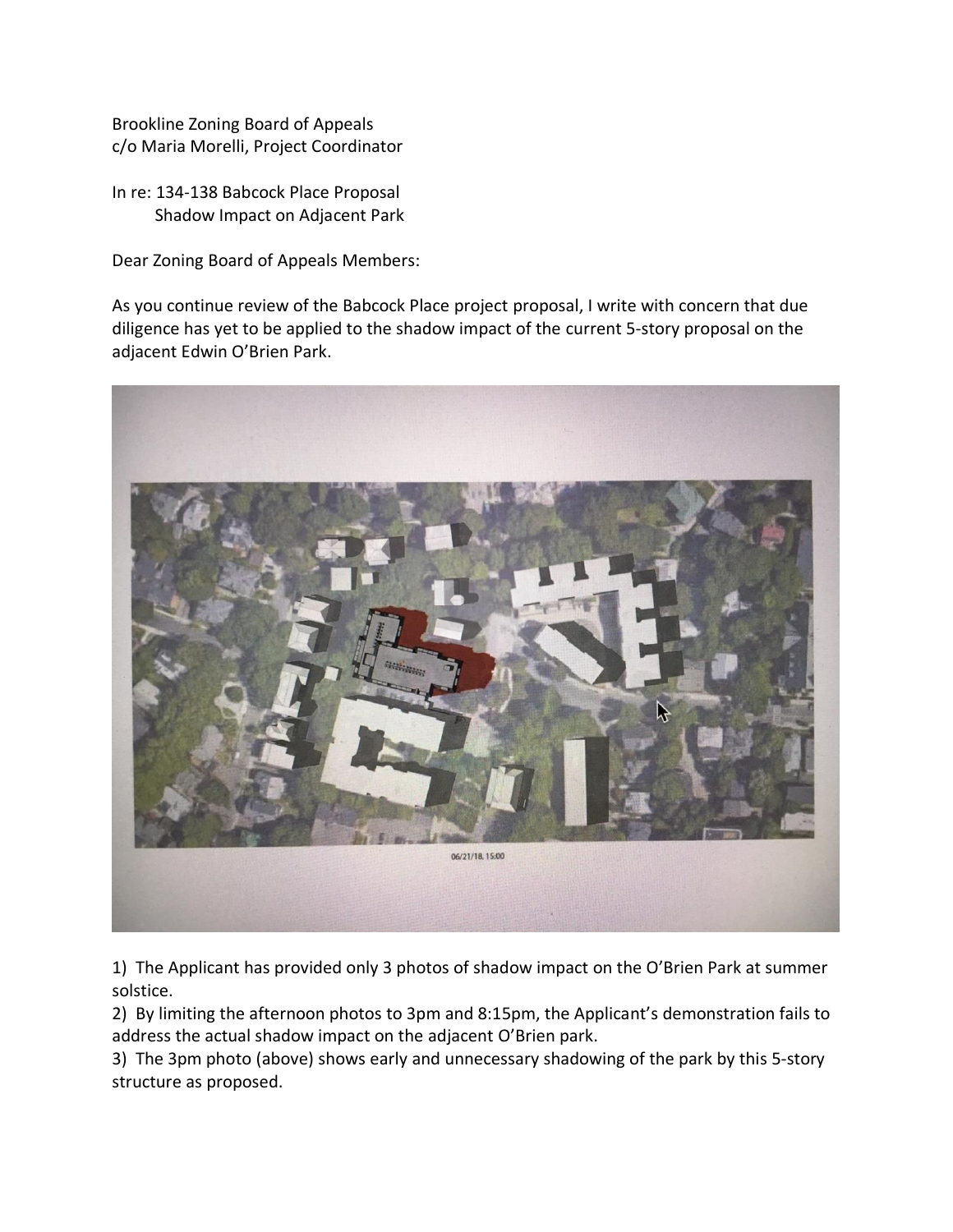Brookline Zoning Board of Appeals
c/o Maria Morelli, Project Coordinator

In re: 134-138 Babcock Place Proposal
Shadow Impact on Adjacent Park

Dear Zoning Board of Appeals Members:

As you continue review of the Babcock Place project proposal, I write with concern that due diligence has yet to be applied to the shadow impact of the current 5-story proposal on the adjacent Edwin O'Brien Park.

06/21/18, 15:00

1) The Applicant has provided only 3 photos of shadow impact on the O'Brien Park at summer solstice.
2) By limiting the afternoon photos to 3pm and 8:15pm, the Applicant's demonstration fails to address the actual shadow impact on the adjacent O'Brien park.
3) The 3pm photo (above) shows early and unnecessary shadowing of the park by this 5-story structure as proposed.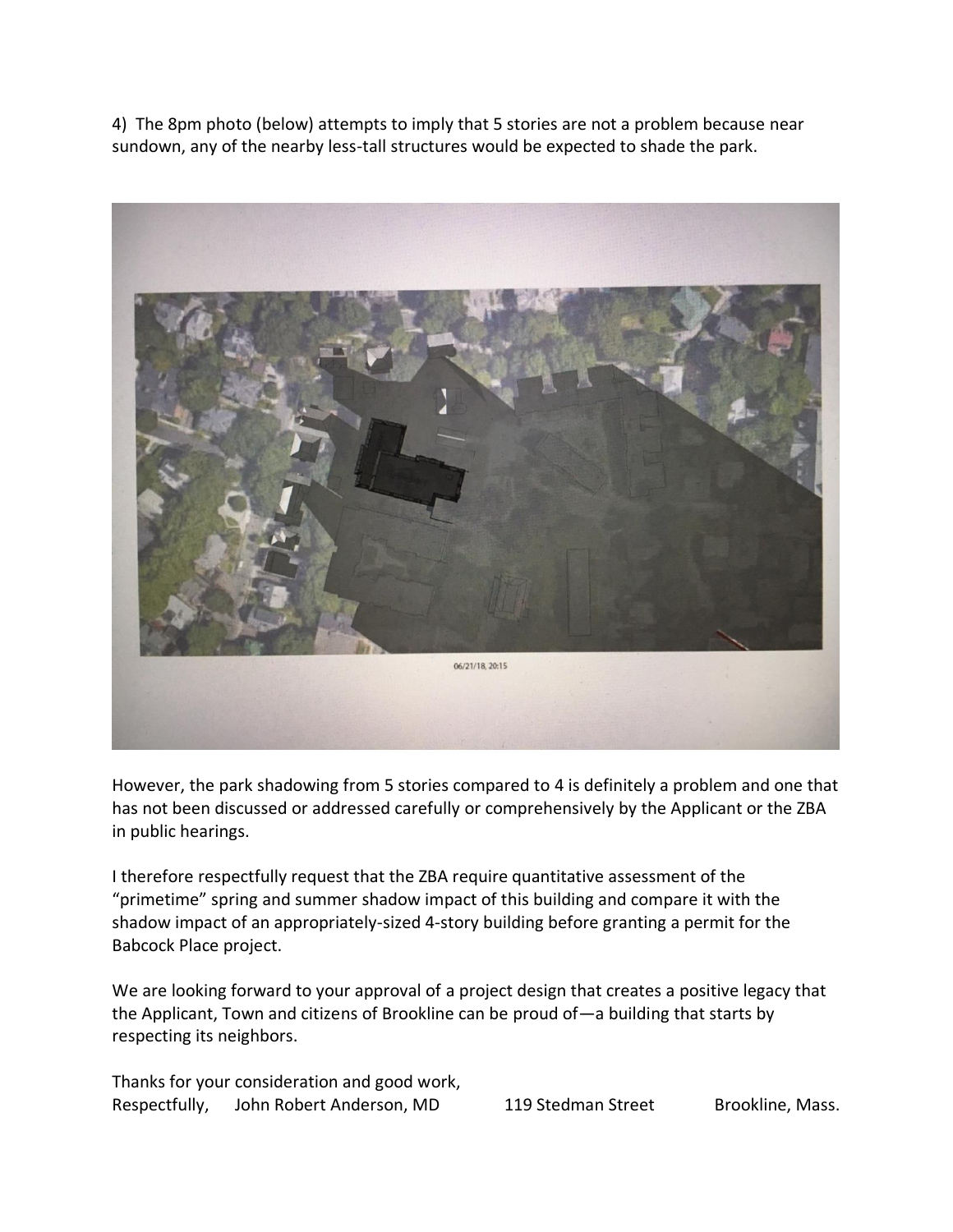4) The 8pm photo (below) attempts to imply that 5 stories are not a problem because near sundown, any of the nearby less-tall structures would be expected to shade the park.

06/21/18, 20:15

However, the park shadowing from 5 stories compared to 4 is definitely a problem and one that has not been discussed or addressed carefully or comprehensively by the Applicant or the ZBA in public hearings.

I therefore respectfully request that the ZBA require quantitative assessment of the "primetime" spring and summer shadow impact of this building and compare it with the shadow impact of an appropriately-sized 4-story building before granting a permit for the Babcock Place project.

We are looking forward to your approval of a project design that creates a positive legacy that the Applicant, Town and citizens of Brookline can be proud of—a building that starts by respecting its neighbors.

Thanks for your consideration and good work,
Respectfully, John Robert Anderson, MD 119 Stedman Street Brookline, Mass.